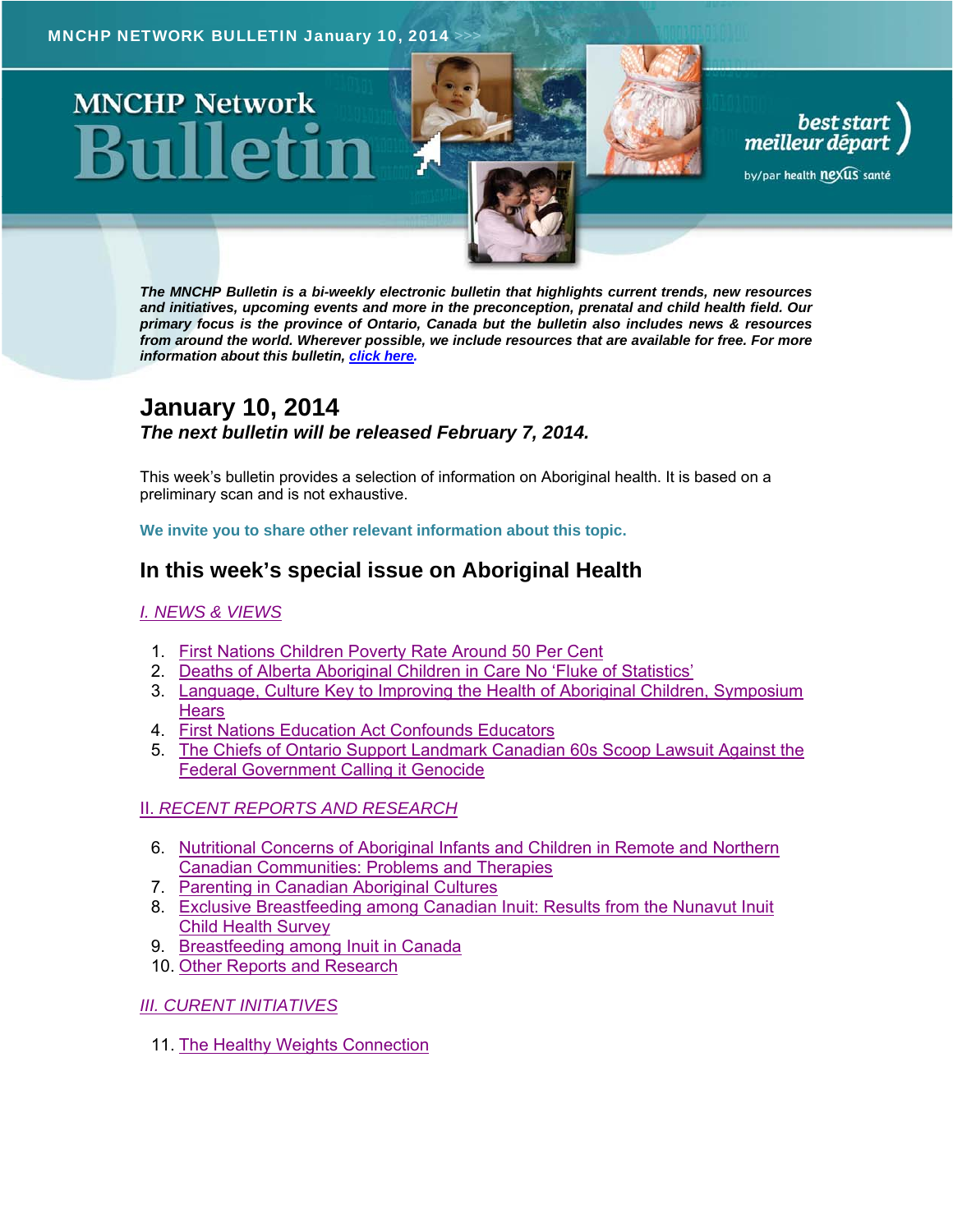MNCHP NETWORK BULLETIN January 10, 2014

# MNCHP Network Bulletin

best start meilleur départ by/par health nexus santé

***The MNCHP Bulletin is a bi-weekly electronic bulletin that highlights current trends, new resources and initiatives, upcoming events and more in the preconception, prenatal and child health field. Our primary focus is the province of Ontario, Canada but the bulletin also includes news & resources from around the world. Wherever possible, we include resources that are available for free. For more information about this bulletin, click here.***

## January 10, 2014

***The next bulletin will be released February 7, 2014.***

This week's bulletin provides a selection of information on Aboriginal health. It is based on a preliminary scan and is not exhaustive.

**We invite you to share other relevant information about this topic.**

## In this week's special issue on Aboriginal Health

*I. NEWS & VIEWS*

1. First Nations Children Poverty Rate Around 50 Per Cent
2. Deaths of Alberta Aboriginal Children in Care No 'Fluke of Statistics'
3. Language, Culture Key to Improving the Health of Aboriginal Children, Symposium Hears
4. First Nations Education Act Confounds Educators
5. The Chiefs of Ontario Support Landmark Canadian 60s Scoop Lawsuit Against the Federal Government Calling it Genocide

*II. RECENT REPORTS AND RESEARCH*

6. Nutritional Concerns of Aboriginal Infants and Children in Remote and Northern Canadian Communities: Problems and Therapies
7. Parenting in Canadian Aboriginal Cultures
8. Exclusive Breastfeeding among Canadian Inuit: Results from the Nunavut Inuit Child Health Survey
9. Breastfeeding among Inuit in Canada
10. Other Reports and Research

*III. CURENT INITIATIVES*

11. The Healthy Weights Connection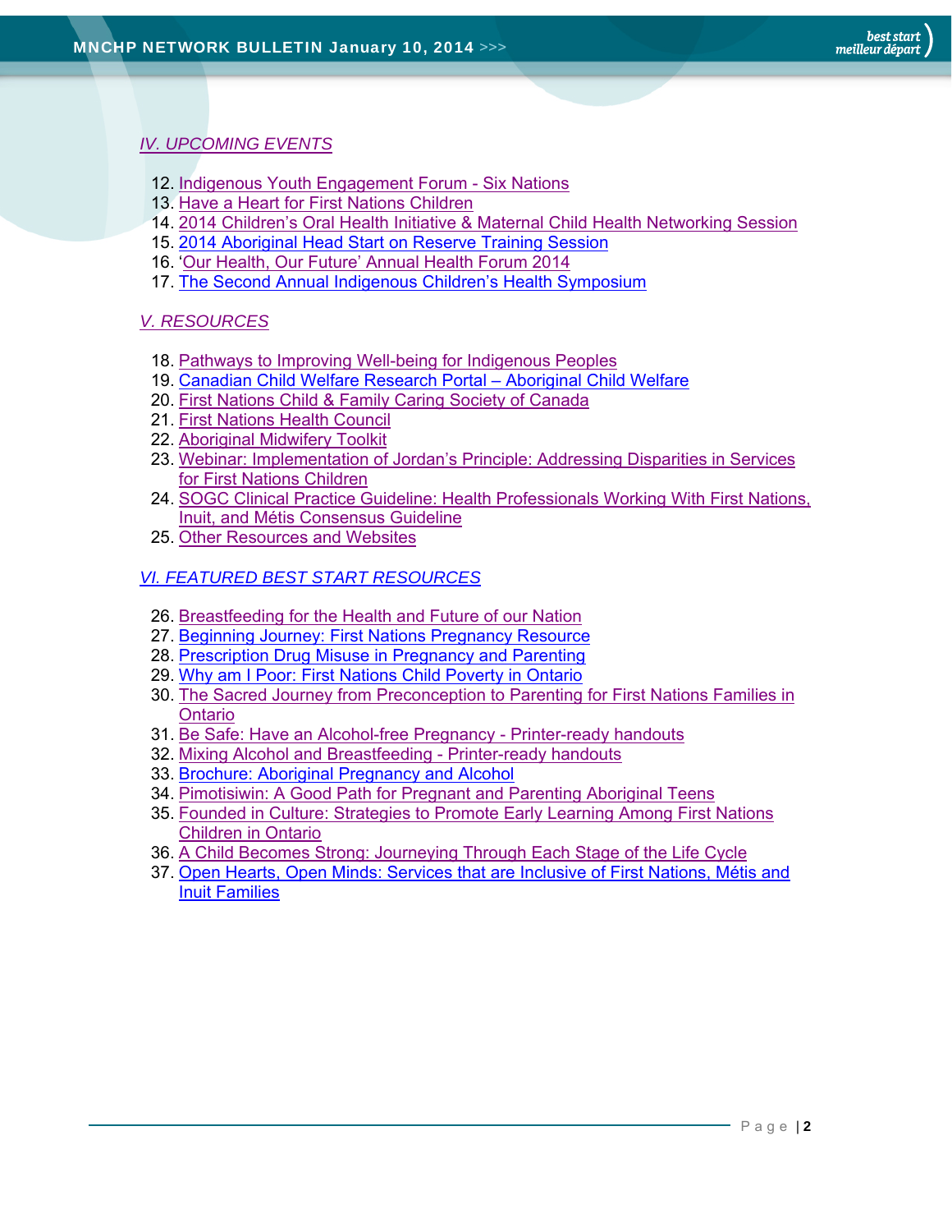## *IV. UPCOMING EVENTS*

12. Indigenous Youth Engagement Forum - Six Nations
13. Have a Heart for First Nations Children
14. 2014 Children's Oral Health Initiative & Maternal Child Health Networking Session
15. 2014 Aboriginal Head Start on Reserve Training Session
16. 'Our Health, Our Future' Annual Health Forum 2014
17. The Second Annual Indigenous Children's Health Symposium

## *V. RESOURCES*

18. Pathways to Improving Well-being for Indigenous Peoples
19. Canadian Child Welfare Research Portal – Aboriginal Child Welfare
20. First Nations Child & Family Caring Society of Canada
21. First Nations Health Council
22. Aboriginal Midwifery Toolkit
23. Webinar: Implementation of Jordan's Principle: Addressing Disparities in Services for First Nations Children
24. SOGC Clinical Practice Guideline: Health Professionals Working With First Nations, Inuit, and Métis Consensus Guideline
25. Other Resources and Websites

## *VI. FEATURED BEST START RESOURCES*

26. Breastfeeding for the Health and Future of our Nation
27. Beginning Journey: First Nations Pregnancy Resource
28. Prescription Drug Misuse in Pregnancy and Parenting
29. Why am I Poor: First Nations Child Poverty in Ontario
30. The Sacred Journey from Preconception to Parenting for First Nations Families in Ontario
31. Be Safe: Have an Alcohol-free Pregnancy - Printer-ready handouts
32. Mixing Alcohol and Breastfeeding - Printer-ready handouts
33. Brochure: Aboriginal Pregnancy and Alcohol
34. Pimotisiwin: A Good Path for Pregnant and Parenting Aboriginal Teens
35. Founded in Culture: Strategies to Promote Early Learning Among First Nations Children in Ontario
36. A Child Becomes Strong: Journeying Through Each Stage of the Life Cycle
37. Open Hearts, Open Minds: Services that are Inclusive of First Nations, Métis and Inuit Families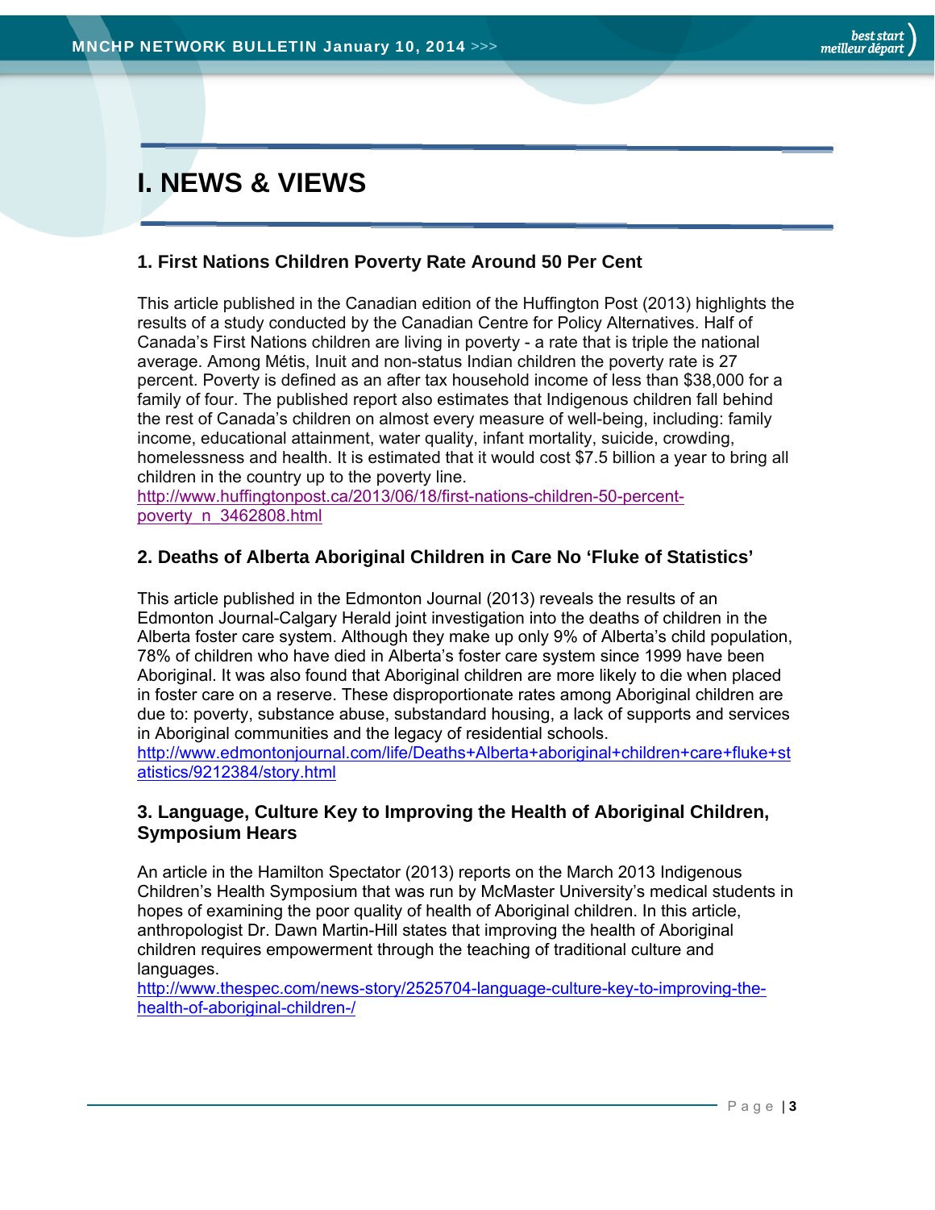# I. NEWS & VIEWS

### 1. First Nations Children Poverty Rate Around 50 Per Cent

This article published in the Canadian edition of the Huffington Post (2013) highlights the results of a study conducted by the Canadian Centre for Policy Alternatives. Half of Canada's First Nations children are living in poverty - a rate that is triple the national average. Among Métis, Inuit and non-status Indian children the poverty rate is 27 percent. Poverty is defined as an after tax household income of less than $38,000 for a family of four. The published report also estimates that Indigenous children fall behind the rest of Canada's children on almost every measure of well-being, including: family income, educational attainment, water quality, infant mortality, suicide, crowding, homelessness and health. It is estimated that it would cost $7.5 billion a year to bring all children in the country up to the poverty line.
http://www.huffingtonpost.ca/2013/06/18/first-nations-children-50-percent-poverty_n_3462808.html

### 2. Deaths of Alberta Aboriginal Children in Care No 'Fluke of Statistics'

This article published in the Edmonton Journal (2013) reveals the results of an Edmonton Journal-Calgary Herald joint investigation into the deaths of children in the Alberta foster care system. Although they make up only 9% of Alberta's child population, 78% of children who have died in Alberta's foster care system since 1999 have been Aboriginal. It was also found that Aboriginal children are more likely to die when placed in foster care on a reserve. These disproportionate rates among Aboriginal children are due to: poverty, substance abuse, substandard housing, a lack of supports and services in Aboriginal communities and the legacy of residential schools.
http://www.edmontonjournal.com/life/Deaths+Alberta+aboriginal+children+care+fluke+statistics/9212384/story.html

### 3. Language, Culture Key to Improving the Health of Aboriginal Children, Symposium Hears

An article in the Hamilton Spectator (2013) reports on the March 2013 Indigenous Children's Health Symposium that was run by McMaster University's medical students in hopes of examining the poor quality of health of Aboriginal children. In this article, anthropologist Dr. Dawn Martin-Hill states that improving the health of Aboriginal children requires empowerment through the teaching of traditional culture and languages.
http://www.thespec.com/news-story/2525704-language-culture-key-to-improving-the-health-of-aboriginal-children-/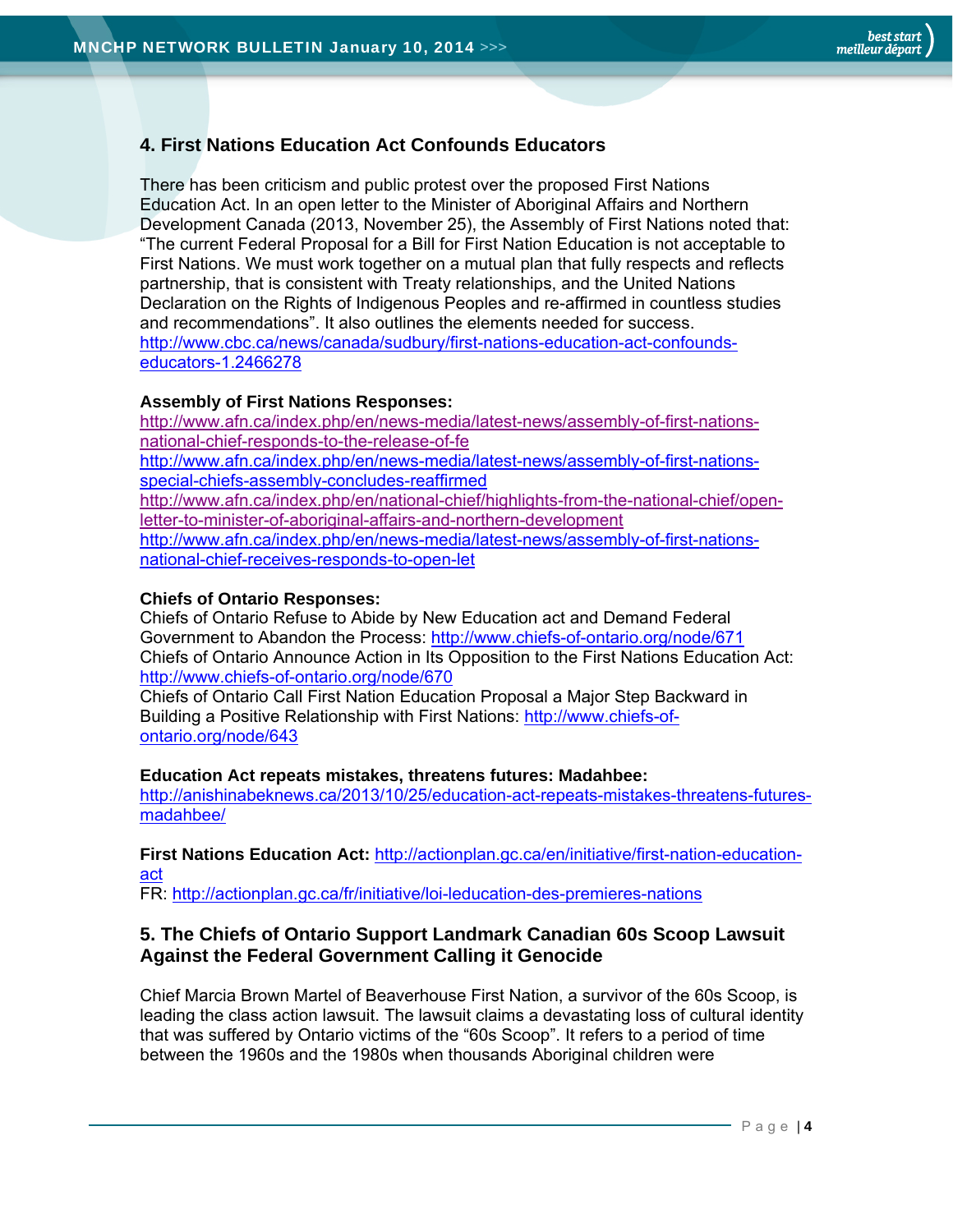### 4. First Nations Education Act Confounds Educators

There has been criticism and public protest over the proposed First Nations Education Act. In an open letter to the Minister of Aboriginal Affairs and Northern Development Canada (2013, November 25), the Assembly of First Nations noted that: "The current Federal Proposal for a Bill for First Nation Education is not acceptable to First Nations. We must work together on a mutual plan that fully respects and reflects partnership, that is consistent with Treaty relationships, and the United Nations Declaration on the Rights of Indigenous Peoples and re-affirmed in countless studies and recommendations". It also outlines the elements needed for success.
http://www.cbc.ca/news/canada/sudbury/first-nations-education-act-confounds-educators-1.2466278

**Assembly of First Nations Responses:**
http://www.afn.ca/index.php/en/news-media/latest-news/assembly-of-first-nations-national-chief-responds-to-the-release-of-fe
http://www.afn.ca/index.php/en/news-media/latest-news/assembly-of-first-nations-special-chiefs-assembly-concludes-reaffirmed
http://www.afn.ca/index.php/en/national-chief/highlights-from-the-national-chief/open-letter-to-minister-of-aboriginal-affairs-and-northern-development
http://www.afn.ca/index.php/en/news-media/latest-news/assembly-of-first-nations-national-chief-receives-responds-to-open-let

**Chiefs of Ontario Responses:**
Chiefs of Ontario Refuse to Abide by New Education act and Demand Federal Government to Abandon the Process: http://www.chiefs-of-ontario.org/node/671
Chiefs of Ontario Announce Action in Its Opposition to the First Nations Education Act: http://www.chiefs-of-ontario.org/node/670
Chiefs of Ontario Call First Nation Education Proposal a Major Step Backward in Building a Positive Relationship with First Nations: http://www.chiefs-of-ontario.org/node/643

**Education Act repeats mistakes, threatens futures: Madahbee:**
http://anishinabeknews.ca/2013/10/25/education-act-repeats-mistakes-threatens-futures-madahbee/

**First Nations Education Act:** http://actionplan.gc.ca/en/initiative/first-nation-education-act
FR: http://actionplan.gc.ca/fr/initiative/loi-leducation-des-premieres-nations

### 5. The Chiefs of Ontario Support Landmark Canadian 60s Scoop Lawsuit Against the Federal Government Calling it Genocide

Chief Marcia Brown Martel of Beaverhouse First Nation, a survivor of the 60s Scoop, is leading the class action lawsuit. The lawsuit claims a devastating loss of cultural identity that was suffered by Ontario victims of the "60s Scoop". It refers to a period of time between the 1960s and the 1980s when thousands Aboriginal children were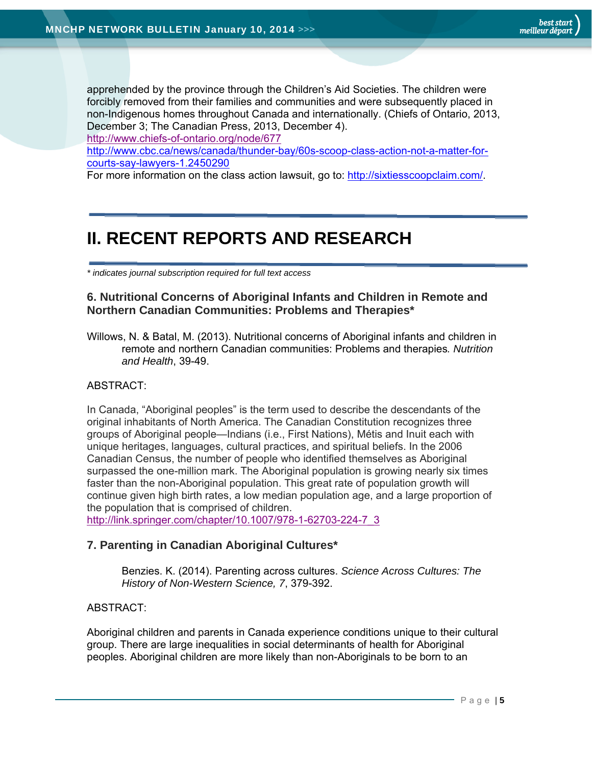apprehended by the province through the Children's Aid Societies. The children were forcibly removed from their families and communities and were subsequently placed in non-Indigenous homes throughout Canada and internationally. (Chiefs of Ontario, 2013, December 3; The Canadian Press, 2013, December 4).
http://www.chiefs-of-ontario.org/node/677
http://www.cbc.ca/news/canada/thunder-bay/60s-scoop-class-action-not-a-matter-for-courts-say-lawyers-1.2450290
For more information on the class action lawsuit, go to: http://sixtiesscoopclaim.com/.

# II. RECENT REPORTS AND RESEARCH

*\* indicates journal subscription required for full text access*

### 6. Nutritional Concerns of Aboriginal Infants and Children in Remote and Northern Canadian Communities: Problems and Therapies*

Willows, N. & Batal, M. (2013). Nutritional concerns of Aboriginal infants and children in remote and northern Canadian communities: Problems and therapies*. Nutrition and Health*, 39-49.

ABSTRACT:

In Canada, "Aboriginal peoples" is the term used to describe the descendants of the original inhabitants of North America. The Canadian Constitution recognizes three groups of Aboriginal people—Indians (i.e., First Nations), Métis and Inuit each with unique heritages, languages, cultural practices, and spiritual beliefs. In the 2006 Canadian Census, the number of people who identified themselves as Aboriginal surpassed the one-million mark. The Aboriginal population is growing nearly six times faster than the non-Aboriginal population. This great rate of population growth will continue given high birth rates, a low median population age, and a large proportion of the population that is comprised of children.
http://link.springer.com/chapter/10.1007/978-1-62703-224-7_3

### 7. Parenting in Canadian Aboriginal Cultures*

Benzies. K. (2014). Parenting across cultures. *Science Across Cultures: The History of Non-Western Science, 7*, 379-392.

ABSTRACT:

Aboriginal children and parents in Canada experience conditions unique to their cultural group. There are large inequalities in social determinants of health for Aboriginal peoples. Aboriginal children are more likely than non-Aboriginals to be born to an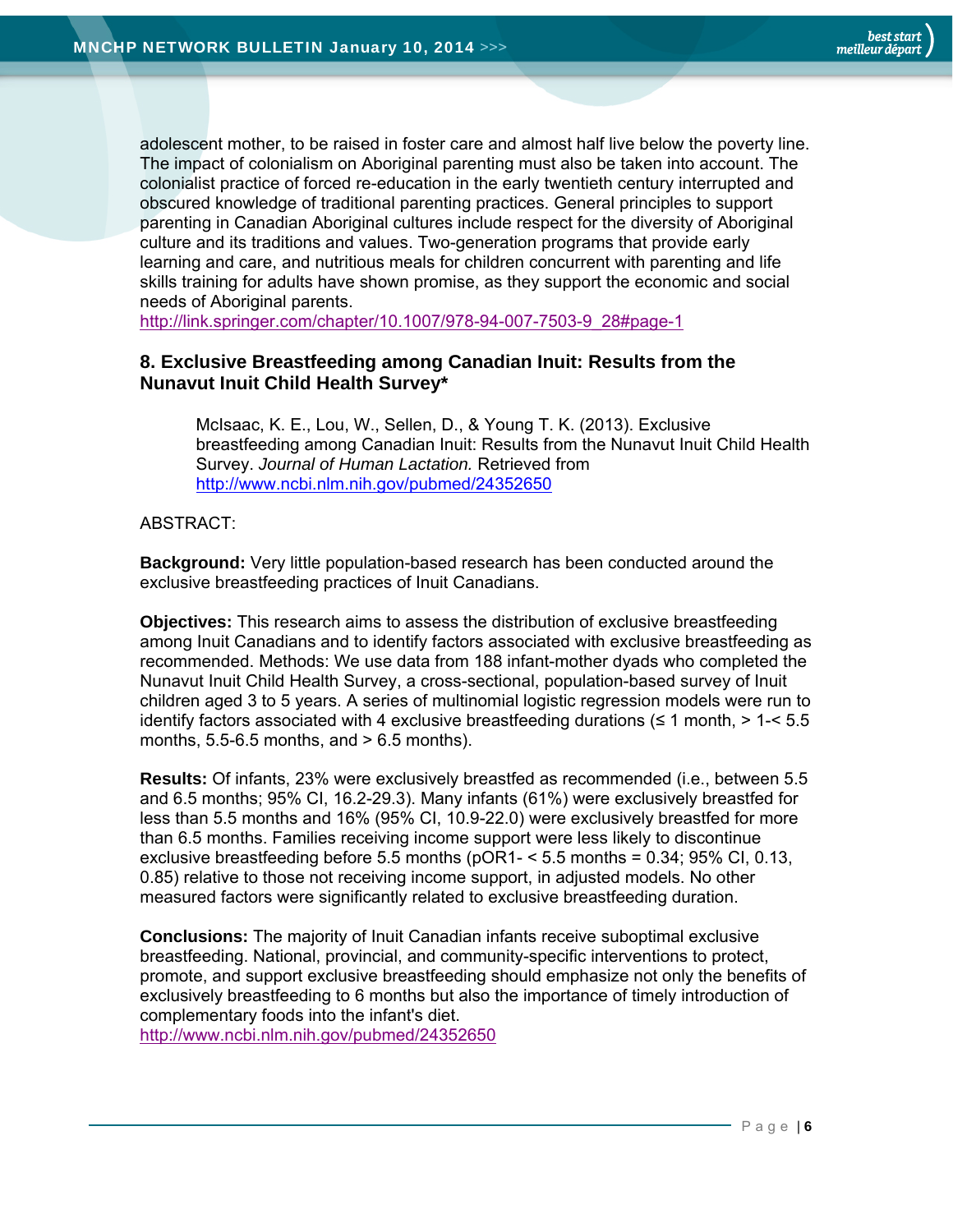adolescent mother, to be raised in foster care and almost half live below the poverty line. The impact of colonialism on Aboriginal parenting must also be taken into account. The colonialist practice of forced re-education in the early twentieth century interrupted and obscured knowledge of traditional parenting practices. General principles to support parenting in Canadian Aboriginal cultures include respect for the diversity of Aboriginal culture and its traditions and values. Two-generation programs that provide early learning and care, and nutritious meals for children concurrent with parenting and life skills training for adults have shown promise, as they support the economic and social needs of Aboriginal parents.
http://link.springer.com/chapter/10.1007/978-94-007-7503-9_28#page-1

### 8. Exclusive Breastfeeding among Canadian Inuit: Results from the Nunavut Inuit Child Health Survey*

> McIsaac, K. E., Lou, W., Sellen, D., & Young T. K. (2013). Exclusive breastfeeding among Canadian Inuit: Results from the Nunavut Inuit Child Health Survey. *Journal of Human Lactation.* Retrieved from http://www.ncbi.nlm.nih.gov/pubmed/24352650

ABSTRACT:

**Background:** Very little population-based research has been conducted around the exclusive breastfeeding practices of Inuit Canadians.

**Objectives:** This research aims to assess the distribution of exclusive breastfeeding among Inuit Canadians and to identify factors associated with exclusive breastfeeding as recommended. Methods: We use data from 188 infant-mother dyads who completed the Nunavut Inuit Child Health Survey, a cross-sectional, population-based survey of Inuit children aged 3 to 5 years. A series of multinomial logistic regression models were run to identify factors associated with 4 exclusive breastfeeding durations (≤ 1 month, > 1-< 5.5 months, 5.5-6.5 months, and > 6.5 months).

**Results:** Of infants, 23% were exclusively breastfed as recommended (i.e., between 5.5 and 6.5 months; 95% CI, 16.2-29.3). Many infants (61%) were exclusively breastfed for less than 5.5 months and 16% (95% CI, 10.9-22.0) were exclusively breastfed for more than 6.5 months. Families receiving income support were less likely to discontinue exclusive breastfeeding before 5.5 months (pOR1- < 5.5 months = 0.34; 95% CI, 0.13, 0.85) relative to those not receiving income support, in adjusted models. No other measured factors were significantly related to exclusive breastfeeding duration.

**Conclusions:** The majority of Inuit Canadian infants receive suboptimal exclusive breastfeeding. National, provincial, and community-specific interventions to protect, promote, and support exclusive breastfeeding should emphasize not only the benefits of exclusively breastfeeding to 6 months but also the importance of timely introduction of complementary foods into the infant's diet.
http://www.ncbi.nlm.nih.gov/pubmed/24352650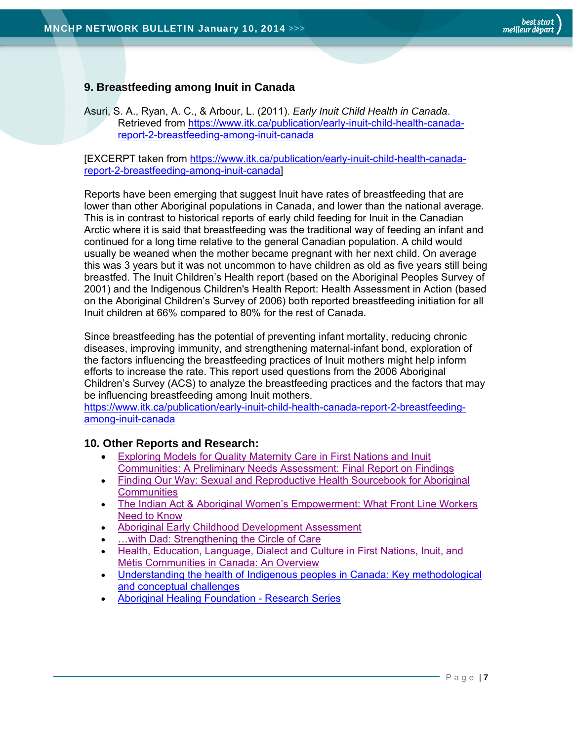## 9. Breastfeeding among Inuit in Canada

Asuri, S. A., Ryan, A. C., & Arbour, L. (2011). *Early Inuit Child Health in Canada*. Retrieved from [https://www.itk.ca/publication/early-inuit-child-health-canada-report-2-breastfeeding-among-inuit-canada](https://www.itk.ca/publication/early-inuit-child-health-canada-report-2-breastfeeding-among-inuit-canada)

[EXCERPT taken from [https://www.itk.ca/publication/early-inuit-child-health-canada-report-2-breastfeeding-among-inuit-canada](https://www.itk.ca/publication/early-inuit-child-health-canada-report-2-breastfeeding-among-inuit-canada)]

Reports have been emerging that suggest Inuit have rates of breastfeeding that are lower than other Aboriginal populations in Canada, and lower than the national average. This is in contrast to historical reports of early child feeding for Inuit in the Canadian Arctic where it is said that breastfeeding was the traditional way of feeding an infant and continued for a long time relative to the general Canadian population. A child would usually be weaned when the mother became pregnant with her next child. On average this was 3 years but it was not uncommon to have children as old as five years still being breastfed. The Inuit Children's Health report (based on the Aboriginal Peoples Survey of 2001) and the Indigenous Children's Health Report: Health Assessment in Action (based on the Aboriginal Children's Survey of 2006) both reported breastfeeding initiation for all Inuit children at 66% compared to 80% for the rest of Canada.

Since breastfeeding has the potential of preventing infant mortality, reducing chronic diseases, improving immunity, and strengthening maternal-infant bond, exploration of the factors influencing the breastfeeding practices of Inuit mothers might help inform efforts to increase the rate. This report used questions from the 2006 Aboriginal Children's Survey (ACS) to analyze the breastfeeding practices and the factors that may be influencing breastfeeding among Inuit mothers.
[https://www.itk.ca/publication/early-inuit-child-health-canada-report-2-breastfeeding-among-inuit-canada](https://www.itk.ca/publication/early-inuit-child-health-canada-report-2-breastfeeding-among-inuit-canada)

## 10. Other Reports and Research:

- Exploring Models for Quality Maternity Care in First Nations and Inuit Communities: A Preliminary Needs Assessment: Final Report on Findings
- Finding Our Way: Sexual and Reproductive Health Sourcebook for Aboriginal Communities
- The Indian Act & Aboriginal Women's Empowerment: What Front Line Workers Need to Know
- Aboriginal Early Childhood Development Assessment
- …with Dad: Strengthening the Circle of Care
- Health, Education, Language, Dialect and Culture in First Nations, Inuit, and Métis Communities in Canada: An Overview
- Understanding the health of Indigenous peoples in Canada: Key methodological and conceptual challenges
- Aboriginal Healing Foundation - Research Series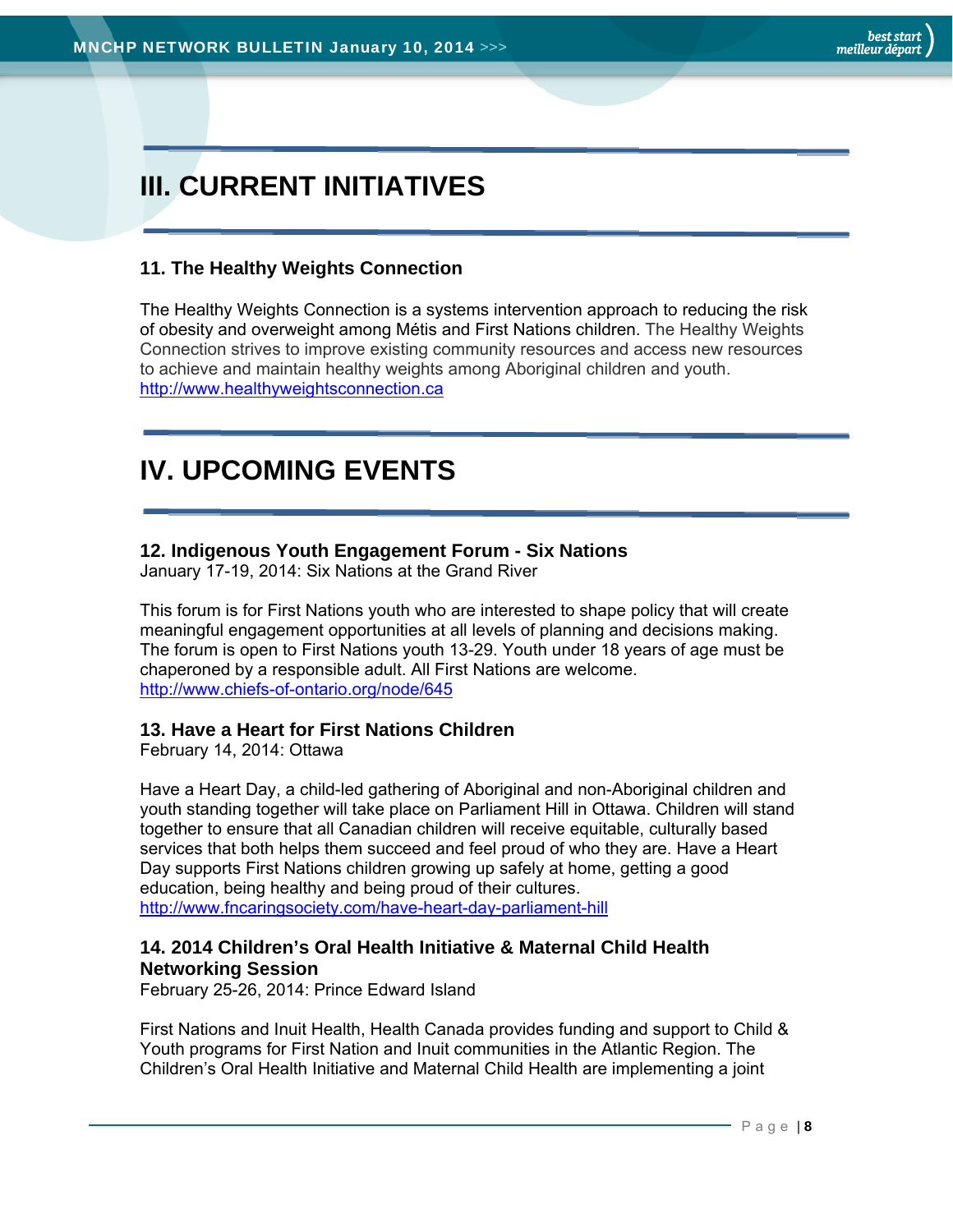# III. CURRENT INITIATIVES

### 11. The Healthy Weights Connection

The Healthy Weights Connection is a systems intervention approach to reducing the risk of obesity and overweight among Métis and First Nations children. The Healthy Weights Connection strives to improve existing community resources and access new resources to achieve and maintain healthy weights among Aboriginal children and youth.
http://www.healthyweightsconnection.ca

# IV. UPCOMING EVENTS

### 12. Indigenous Youth Engagement Forum - Six Nations

January 17-19, 2014: Six Nations at the Grand River

This forum is for First Nations youth who are interested to shape policy that will create meaningful engagement opportunities at all levels of planning and decisions making. The forum is open to First Nations youth 13-29. Youth under 18 years of age must be chaperoned by a responsible adult. All First Nations are welcome.
http://www.chiefs-of-ontario.org/node/645

### 13. Have a Heart for First Nations Children

February 14, 2014: Ottawa

Have a Heart Day, a child-led gathering of Aboriginal and non-Aboriginal children and youth standing together will take place on Parliament Hill in Ottawa. Children will stand together to ensure that all Canadian children will receive equitable, culturally based services that both helps them succeed and feel proud of who they are. Have a Heart Day supports First Nations children growing up safely at home, getting a good education, being healthy and being proud of their cultures.
http://www.fncaringsociety.com/have-heart-day-parliament-hill

### 14. 2014 Children's Oral Health Initiative & Maternal Child Health Networking Session

February 25-26, 2014: Prince Edward Island

First Nations and Inuit Health, Health Canada provides funding and support to Child & Youth programs for First Nation and Inuit communities in the Atlantic Region. The Children's Oral Health Initiative and Maternal Child Health are implementing a joint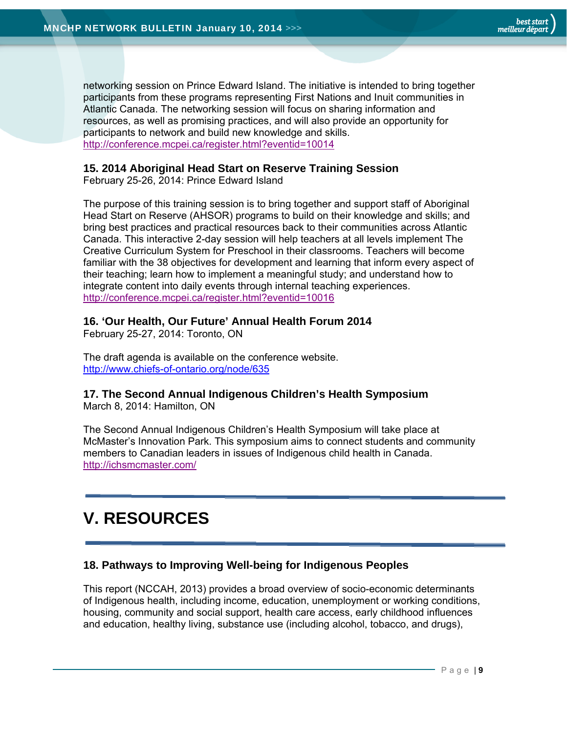networking session on Prince Edward Island. The initiative is intended to bring together participants from these programs representing First Nations and Inuit communities in Atlantic Canada. The networking session will focus on sharing information and resources, as well as promising practices, and will also provide an opportunity for participants to network and build new knowledge and skills.
http://conference.mcpei.ca/register.html?eventid=10014

### 15. 2014 Aboriginal Head Start on Reserve Training Session

February 25-26, 2014: Prince Edward Island

The purpose of this training session is to bring together and support staff of Aboriginal Head Start on Reserve (AHSOR) programs to build on their knowledge and skills; and bring best practices and practical resources back to their communities across Atlantic Canada. This interactive 2-day session will help teachers at all levels implement The Creative Curriculum System for Preschool in their classrooms. Teachers will become familiar with the 38 objectives for development and learning that inform every aspect of their teaching; learn how to implement a meaningful study; and understand how to integrate content into daily events through internal teaching experiences.
http://conference.mcpei.ca/register.html?eventid=10016

### 16. 'Our Health, Our Future' Annual Health Forum 2014

February 25-27, 2014: Toronto, ON

The draft agenda is available on the conference website.
http://www.chiefs-of-ontario.org/node/635

### 17. The Second Annual Indigenous Children's Health Symposium

March 8, 2014: Hamilton, ON

The Second Annual Indigenous Children's Health Symposium will take place at McMaster's Innovation Park. This symposium aims to connect students and community members to Canadian leaders in issues of Indigenous child health in Canada.
http://ichsmcmaster.com/

## V. RESOURCES

### 18. Pathways to Improving Well-being for Indigenous Peoples

This report (NCCAH, 2013) provides a broad overview of socio-economic determinants of Indigenous health, including income, education, unemployment or working conditions, housing, community and social support, health care access, early childhood influences and education, healthy living, substance use (including alcohol, tobacco, and drugs),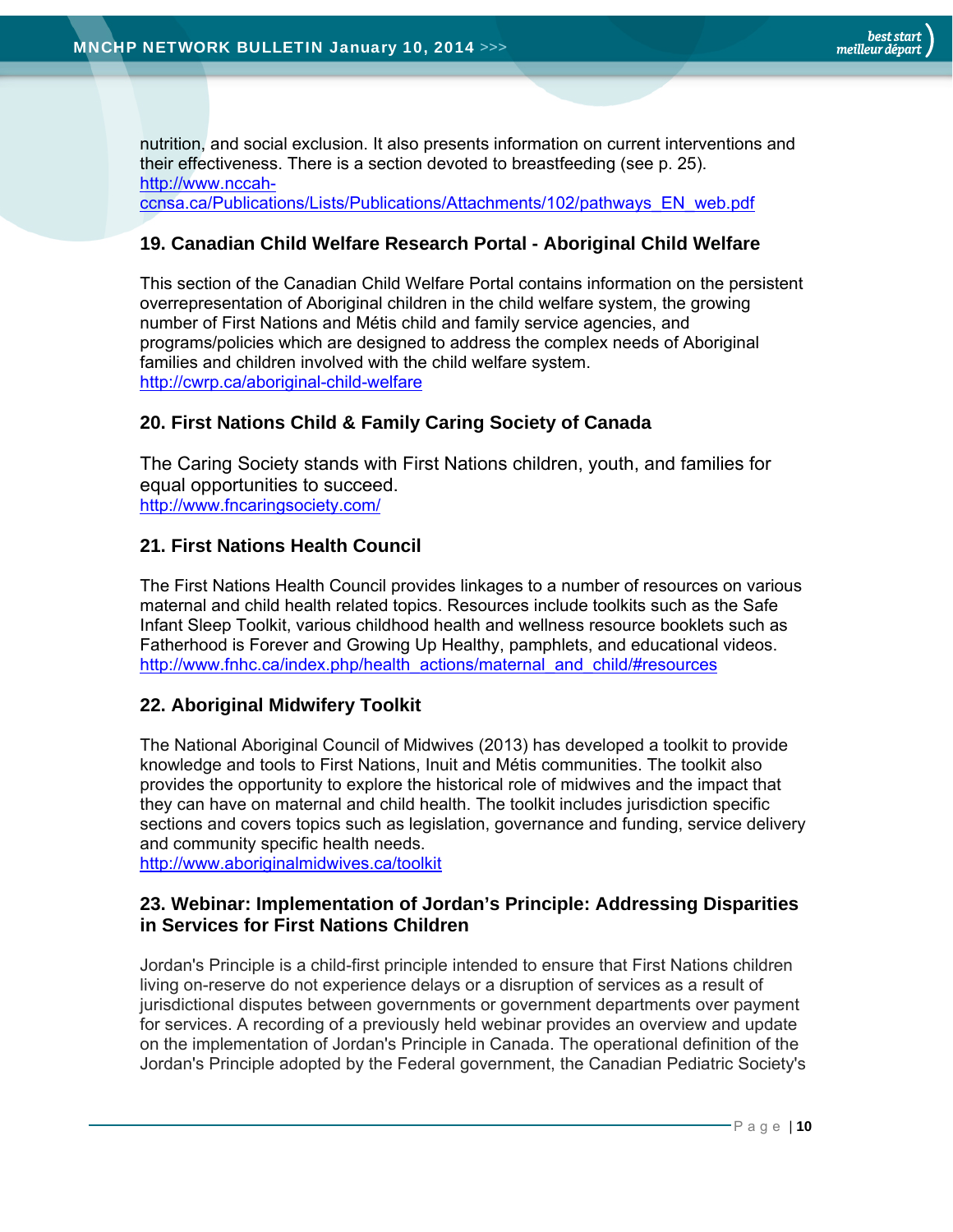nutrition, and social exclusion. It also presents information on current interventions and their effectiveness. There is a section devoted to breastfeeding (see p. 25). http://www.nccah-ccnsa.ca/Publications/Lists/Publications/Attachments/102/pathways_EN_web.pdf

### 19. Canadian Child Welfare Research Portal - Aboriginal Child Welfare

This section of the Canadian Child Welfare Portal contains information on the persistent overrepresentation of Aboriginal children in the child welfare system, the growing number of First Nations and Métis child and family service agencies, and programs/policies which are designed to address the complex needs of Aboriginal families and children involved with the child welfare system.
http://cwrp.ca/aboriginal-child-welfare

### 20. First Nations Child & Family Caring Society of Canada

The Caring Society stands with First Nations children, youth, and families for equal opportunities to succeed.
http://www.fncaringsociety.com/

### 21. First Nations Health Council

The First Nations Health Council provides linkages to a number of resources on various maternal and child health related topics. Resources include toolkits such as the Safe Infant Sleep Toolkit, various childhood health and wellness resource booklets such as Fatherhood is Forever and Growing Up Healthy, pamphlets, and educational videos.
http://www.fnhc.ca/index.php/health_actions/maternal_and_child/#resources

### 22. Aboriginal Midwifery Toolkit

The National Aboriginal Council of Midwives (2013) has developed a toolkit to provide knowledge and tools to First Nations, Inuit and Métis communities. The toolkit also provides the opportunity to explore the historical role of midwives and the impact that they can have on maternal and child health. The toolkit includes jurisdiction specific sections and covers topics such as legislation, governance and funding, service delivery and community specific health needs.
http://www.aboriginalmidwives.ca/toolkit

### 23. Webinar: Implementation of Jordan's Principle: Addressing Disparities in Services for First Nations Children

Jordan's Principle is a child-first principle intended to ensure that First Nations children living on-reserve do not experience delays or a disruption of services as a result of jurisdictional disputes between governments or government departments over payment for services. A recording of a previously held webinar provides an overview and update on the implementation of Jordan's Principle in Canada. The operational definition of the Jordan's Principle adopted by the Federal government, the Canadian Pediatric Society's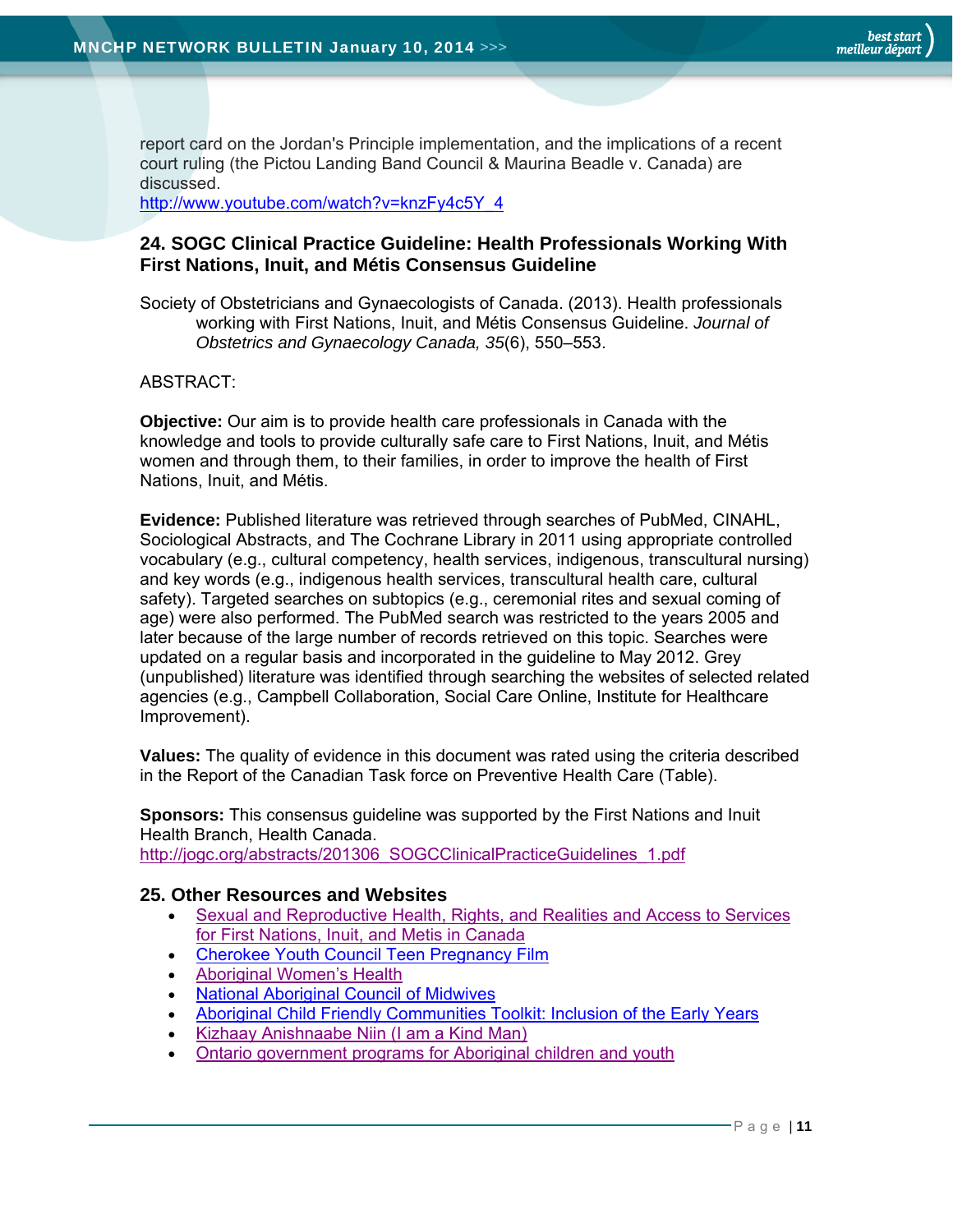report card on the Jordan's Principle implementation, and the implications of a recent court ruling (the Pictou Landing Band Council & Maurina Beadle v. Canada) are discussed.
http://www.youtube.com/watch?v=knzFy4c5Y_4

### 24. SOGC Clinical Practice Guideline: Health Professionals Working With First Nations, Inuit, and Métis Consensus Guideline

Society of Obstetricians and Gynaecologists of Canada. (2013). Health professionals working with First Nations, Inuit, and Métis Consensus Guideline. *Journal of Obstetrics and Gynaecology Canada, 35*(6), 550–553.

ABSTRACT:

**Objective:** Our aim is to provide health care professionals in Canada with the knowledge and tools to provide culturally safe care to First Nations, Inuit, and Métis women and through them, to their families, in order to improve the health of First Nations, Inuit, and Métis.

**Evidence:** Published literature was retrieved through searches of PubMed, CINAHL, Sociological Abstracts, and The Cochrane Library in 2011 using appropriate controlled vocabulary (e.g., cultural competency, health services, indigenous, transcultural nursing) and key words (e.g., indigenous health services, transcultural health care, cultural safety). Targeted searches on subtopics (e.g., ceremonial rites and sexual coming of age) were also performed. The PubMed search was restricted to the years 2005 and later because of the large number of records retrieved on this topic. Searches were updated on a regular basis and incorporated in the guideline to May 2012. Grey (unpublished) literature was identified through searching the websites of selected related agencies (e.g., Campbell Collaboration, Social Care Online, Institute for Healthcare Improvement).

**Values:** The quality of evidence in this document was rated using the criteria described in the Report of the Canadian Task force on Preventive Health Care (Table).

**Sponsors:** This consensus guideline was supported by the First Nations and Inuit Health Branch, Health Canada.
http://jogc.org/abstracts/201306_SOGCClinicalPracticeGuidelines_1.pdf

### 25. Other Resources and Websites

- Sexual and Reproductive Health, Rights, and Realities and Access to Services for First Nations, Inuit, and Metis in Canada
- Cherokee Youth Council Teen Pregnancy Film
- Aboriginal Women's Health
- National Aboriginal Council of Midwives
- Aboriginal Child Friendly Communities Toolkit: Inclusion of the Early Years
- Kizhaay Anishnaabe Niin (I am a Kind Man)
- Ontario government programs for Aboriginal children and youth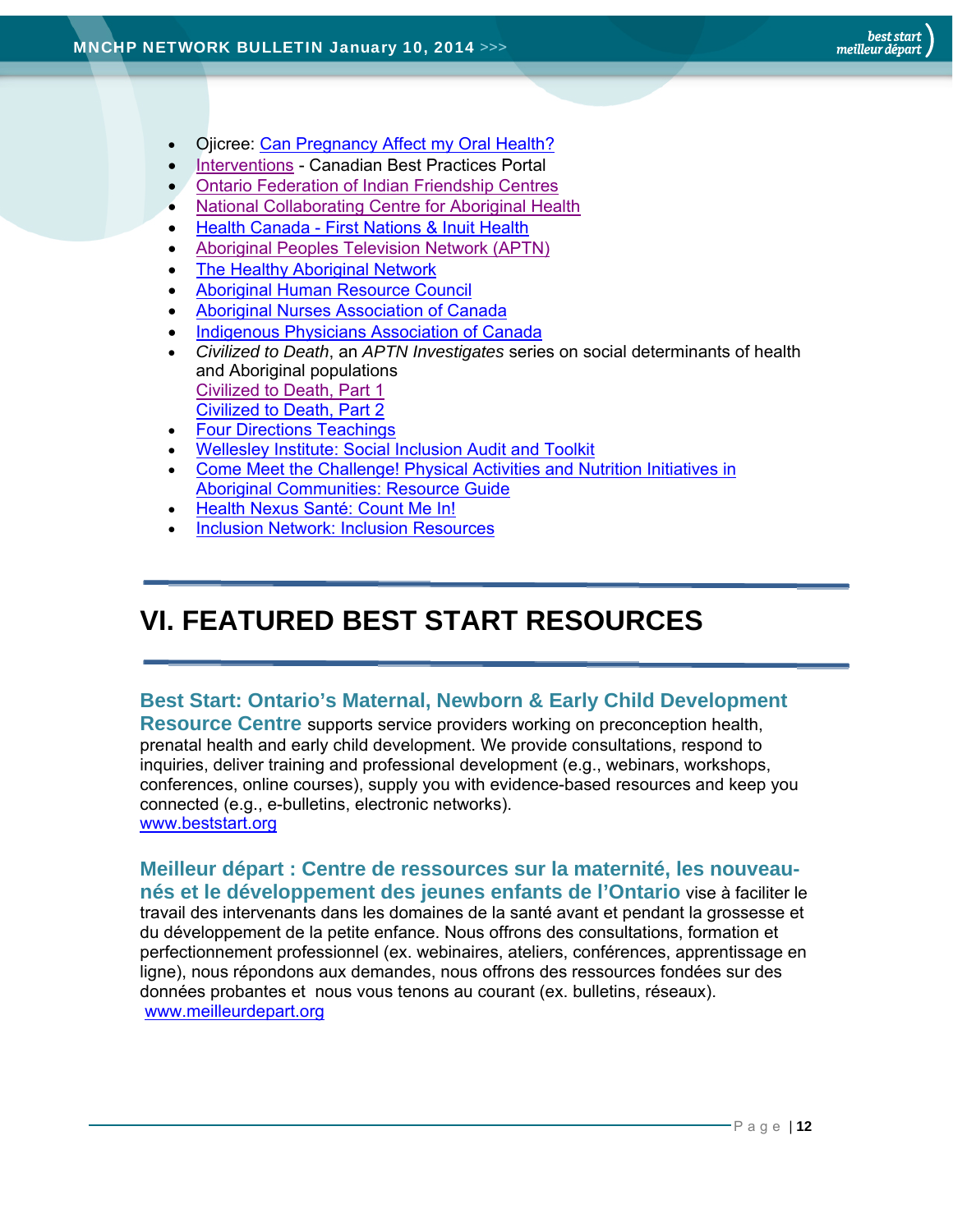- Ojicree: Can Pregnancy Affect my Oral Health?
- Interventions - Canadian Best Practices Portal
- Ontario Federation of Indian Friendship Centres
- National Collaborating Centre for Aboriginal Health
- Health Canada - First Nations & Inuit Health
- Aboriginal Peoples Television Network (APTN)
- The Healthy Aboriginal Network
- Aboriginal Human Resource Council
- Aboriginal Nurses Association of Canada
- Indigenous Physicians Association of Canada
- *Civilized to Death*, an *APTN Investigates* series on social determinants of health and Aboriginal populations
  Civilized to Death, Part 1
  Civilized to Death, Part 2
- Four Directions Teachings
- Wellesley Institute: Social Inclusion Audit and Toolkit
- Come Meet the Challenge! Physical Activities and Nutrition Initiatives in Aboriginal Communities: Resource Guide
- Health Nexus Santé: Count Me In!
- Inclusion Network: Inclusion Resources

# VI. FEATURED BEST START RESOURCES

**Best Start: Ontario's Maternal, Newborn & Early Child Development Resource Centre** supports service providers working on preconception health, prenatal health and early child development. We provide consultations, respond to inquiries, deliver training and professional development (e.g., webinars, workshops, conferences, online courses), supply you with evidence-based resources and keep you connected (e.g., e-bulletins, electronic networks).
www.beststart.org

**Meilleur départ : Centre de ressources sur la maternité, les nouveau-nés et le développement des jeunes enfants de l'Ontario** vise à faciliter le travail des intervenants dans les domaines de la santé avant et pendant la grossesse et du développement de la petite enfance. Nous offrons des consultations, formation et perfectionnement professionnel (ex. webinaires, ateliers, conférences, apprentissage en ligne), nous répondons aux demandes, nous offrons des ressources fondées sur des données probantes et nous vous tenons au courant (ex. bulletins, réseaux).
www.meilleurdepart.org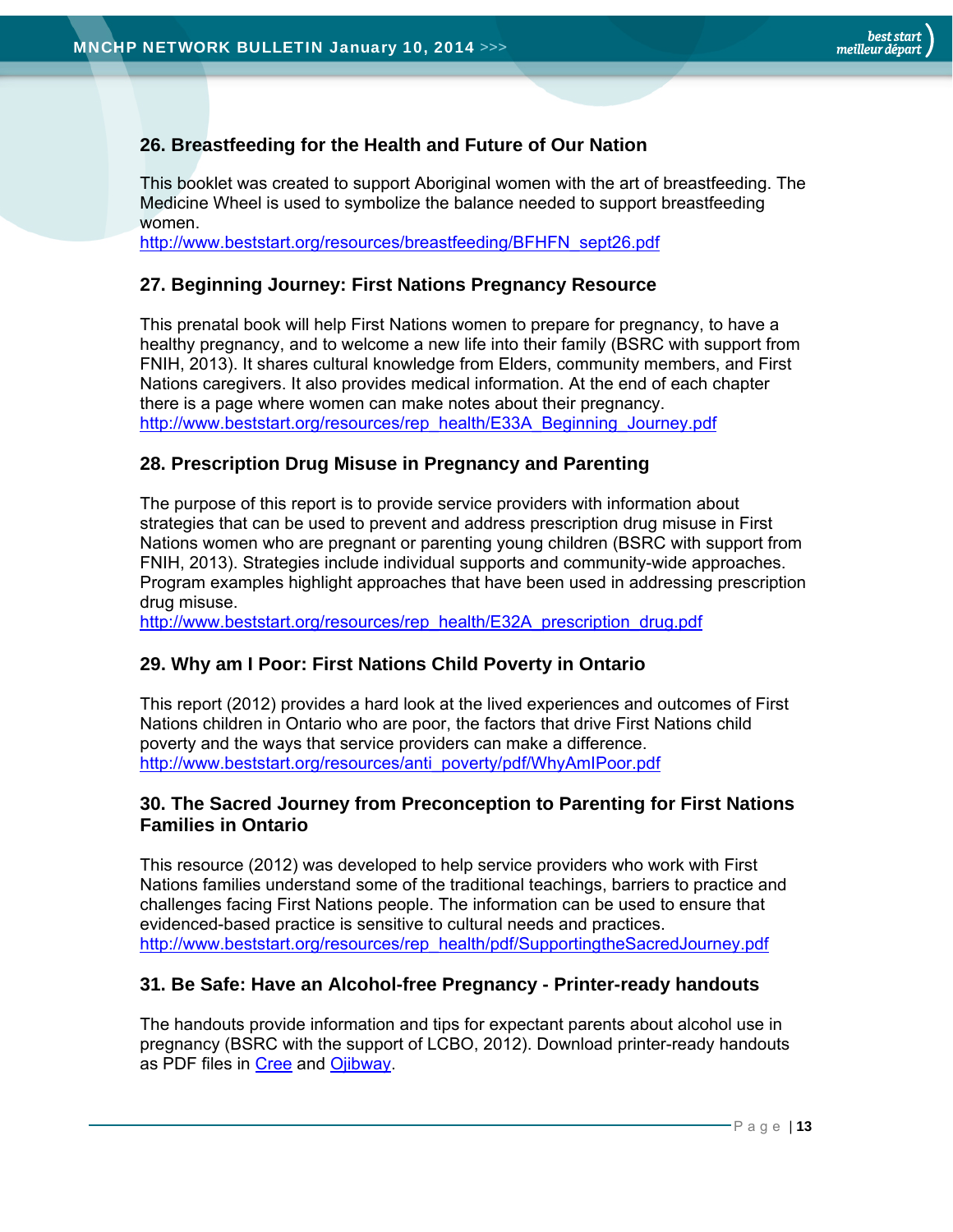### 26. Breastfeeding for the Health and Future of Our Nation

This booklet was created to support Aboriginal women with the art of breastfeeding. The Medicine Wheel is used to symbolize the balance needed to support breastfeeding women.
http://www.beststart.org/resources/breastfeeding/BFHFN_sept26.pdf

### 27. Beginning Journey: First Nations Pregnancy Resource

This prenatal book will help First Nations women to prepare for pregnancy, to have a healthy pregnancy, and to welcome a new life into their family (BSRC with support from FNIH, 2013). It shares cultural knowledge from Elders, community members, and First Nations caregivers. It also provides medical information. At the end of each chapter there is a page where women can make notes about their pregnancy.
http://www.beststart.org/resources/rep_health/E33A_Beginning_Journey.pdf

### 28. Prescription Drug Misuse in Pregnancy and Parenting

The purpose of this report is to provide service providers with information about strategies that can be used to prevent and address prescription drug misuse in First Nations women who are pregnant or parenting young children (BSRC with support from FNIH, 2013). Strategies include individual supports and community-wide approaches. Program examples highlight approaches that have been used in addressing prescription drug misuse.
http://www.beststart.org/resources/rep_health/E32A_prescription_drug.pdf

### 29. Why am I Poor: First Nations Child Poverty in Ontario

This report (2012) provides a hard look at the lived experiences and outcomes of First Nations children in Ontario who are poor, the factors that drive First Nations child poverty and the ways that service providers can make a difference.
http://www.beststart.org/resources/anti_poverty/pdf/WhyAmIPoor.pdf

### 30. The Sacred Journey from Preconception to Parenting for First Nations Families in Ontario

This resource (2012) was developed to help service providers who work with First Nations families understand some of the traditional teachings, barriers to practice and challenges facing First Nations people. The information can be used to ensure that evidenced-based practice is sensitive to cultural needs and practices.
http://www.beststart.org/resources/rep_health/pdf/SupportingtheSacredJourney.pdf

### 31. Be Safe: Have an Alcohol-free Pregnancy - Printer-ready handouts

The handouts provide information and tips for expectant parents about alcohol use in pregnancy (BSRC with the support of LCBO, 2012). Download printer-ready handouts as PDF files in Cree and Ojibway.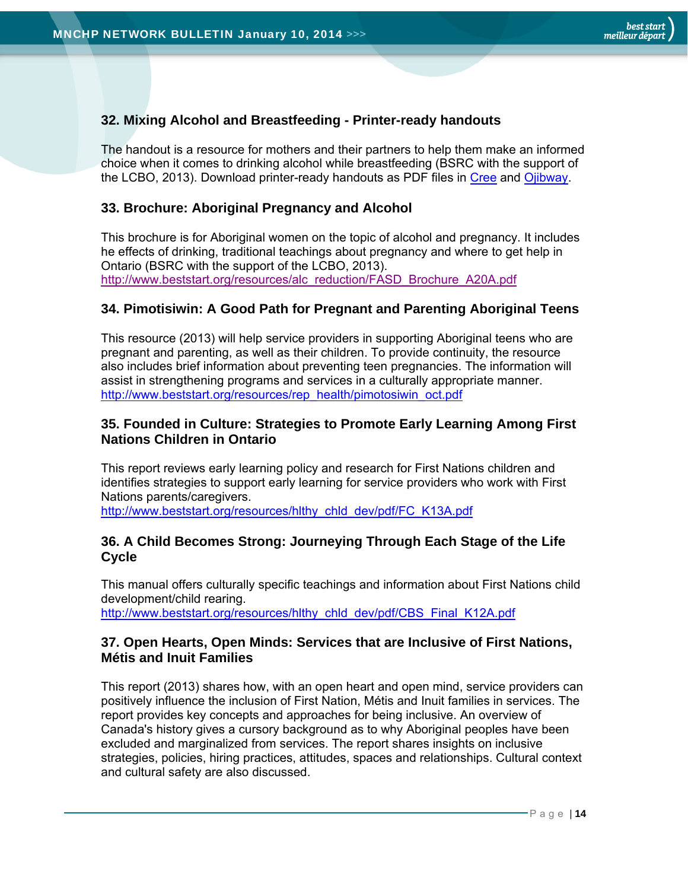### 32. Mixing Alcohol and Breastfeeding - Printer-ready handouts

The handout is a resource for mothers and their partners to help them make an informed choice when it comes to drinking alcohol while breastfeeding (BSRC with the support of the LCBO, 2013). Download printer-ready handouts as PDF files in Cree and Ojibway.

### 33. Brochure: Aboriginal Pregnancy and Alcohol

This brochure is for Aboriginal women on the topic of alcohol and pregnancy. It includes he effects of drinking, traditional teachings about pregnancy and where to get help in Ontario (BSRC with the support of the LCBO, 2013).
http://www.beststart.org/resources/alc_reduction/FASD_Brochure_A20A.pdf

### 34. Pimotisiwin: A Good Path for Pregnant and Parenting Aboriginal Teens

This resource (2013) will help service providers in supporting Aboriginal teens who are pregnant and parenting, as well as their children. To provide continuity, the resource also includes brief information about preventing teen pregnancies. The information will assist in strengthening programs and services in a culturally appropriate manner.
http://www.beststart.org/resources/rep_health/pimotosiwin_oct.pdf

### 35. Founded in Culture: Strategies to Promote Early Learning Among First Nations Children in Ontario

This report reviews early learning policy and research for First Nations children and identifies strategies to support early learning for service providers who work with First Nations parents/caregivers.
http://www.beststart.org/resources/hlthy_chld_dev/pdf/FC_K13A.pdf

### 36. A Child Becomes Strong: Journeying Through Each Stage of the Life Cycle

This manual offers culturally specific teachings and information about First Nations child development/child rearing.
http://www.beststart.org/resources/hlthy_chld_dev/pdf/CBS_Final_K12A.pdf

### 37. Open Hearts, Open Minds: Services that are Inclusive of First Nations, Métis and Inuit Families

This report (2013) shares how, with an open heart and open mind, service providers can positively influence the inclusion of First Nation, Métis and Inuit families in services. The report provides key concepts and approaches for being inclusive. An overview of Canada's history gives a cursory background as to why Aboriginal peoples have been excluded and marginalized from services. The report shares insights on inclusive strategies, policies, hiring practices, attitudes, spaces and relationships. Cultural context and cultural safety are also discussed.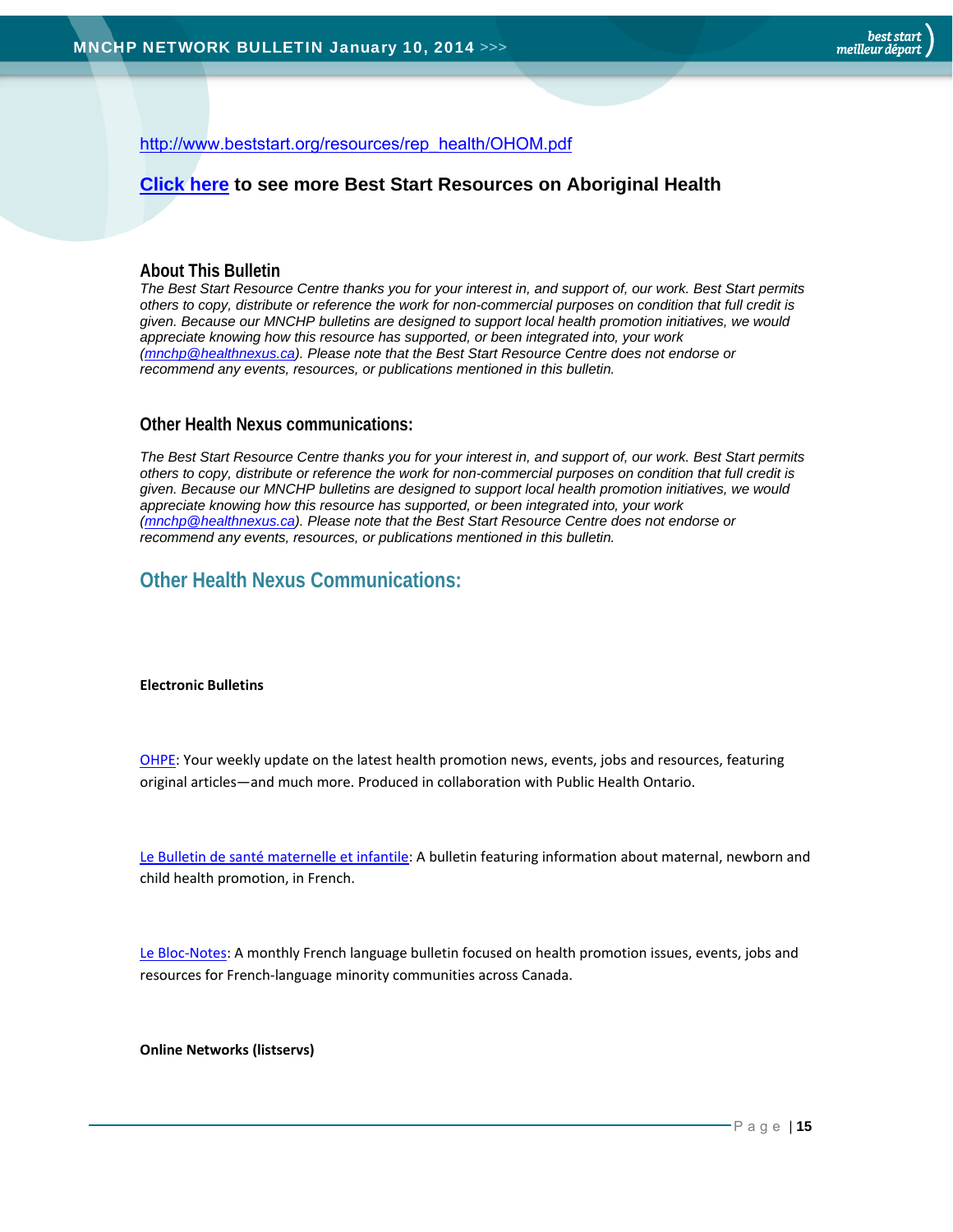http://www.beststart.org/resources/rep_health/OHOM.pdf

**Click here to see more Best Start Resources on Aboriginal Health**

### About This Bulletin

*The Best Start Resource Centre thanks you for your interest in, and support of, our work. Best Start permits others to copy, distribute or reference the work for non-commercial purposes on condition that full credit is given. Because our MNCHP bulletins are designed to support local health promotion initiatives, we would appreciate knowing how this resource has supported, or been integrated into, your work (mnchp@healthnexus.ca). Please note that the Best Start Resource Centre does not endorse or recommend any events, resources, or publications mentioned in this bulletin.*

### Other Health Nexus communications:

*The Best Start Resource Centre thanks you for your interest in, and support of, our work. Best Start permits others to copy, distribute or reference the work for non-commercial purposes on condition that full credit is given. Because our MNCHP bulletins are designed to support local health promotion initiatives, we would appreciate knowing how this resource has supported, or been integrated into, your work (mnchp@healthnexus.ca). Please note that the Best Start Resource Centre does not endorse or recommend any events, resources, or publications mentioned in this bulletin.*

## Other Health Nexus Communications:

**Electronic Bulletins**

OHPE: Your weekly update on the latest health promotion news, events, jobs and resources, featuring original articles—and much more. Produced in collaboration with Public Health Ontario.

Le Bulletin de santé maternelle et infantile: A bulletin featuring information about maternal, newborn and child health promotion, in French.

Le Bloc-Notes: A monthly French language bulletin focused on health promotion issues, events, jobs and resources for French-language minority communities across Canada.

**Online Networks (listservs)**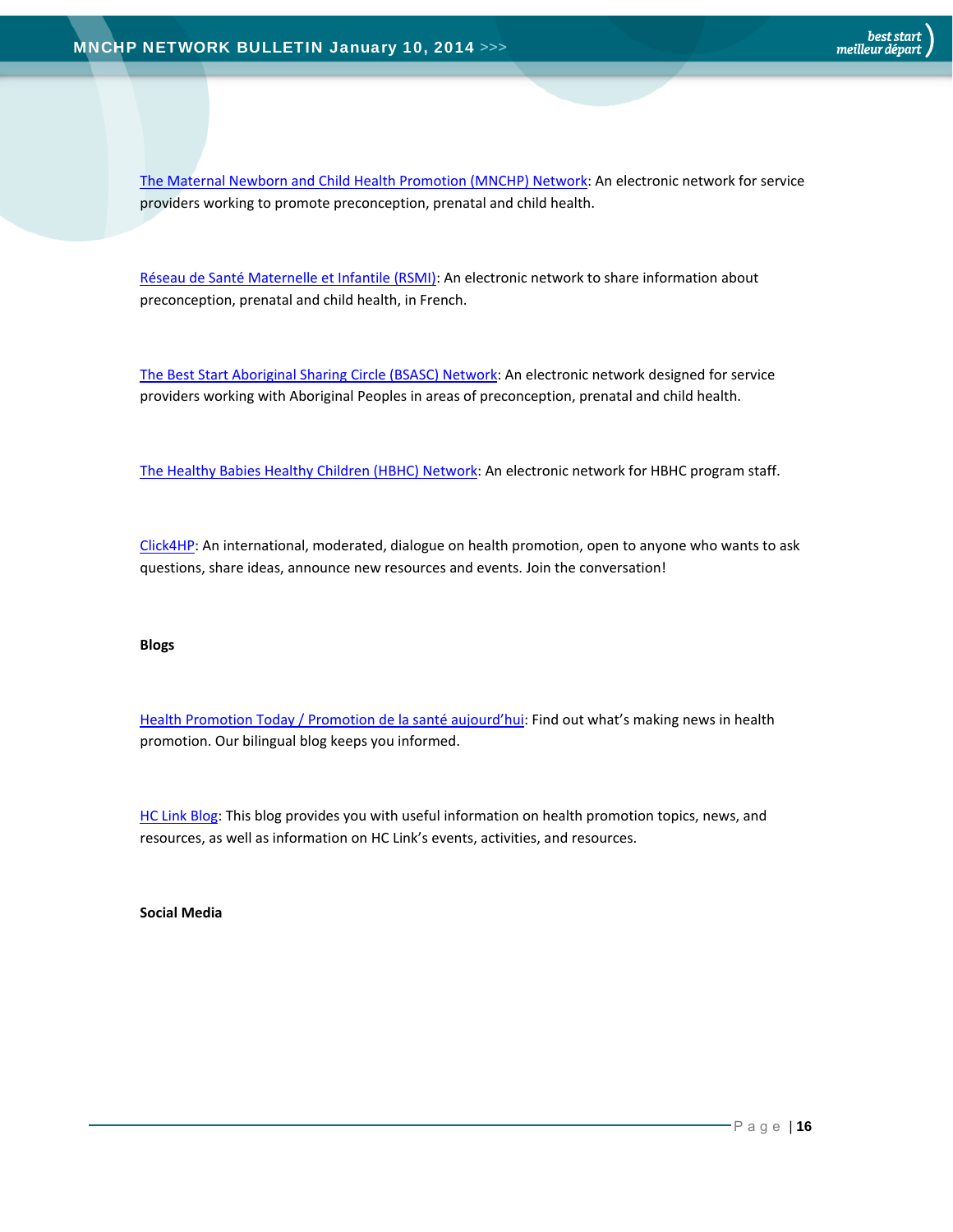The Maternal Newborn and Child Health Promotion (MNCHP) Network: An electronic network for service providers working to promote preconception, prenatal and child health.

Réseau de Santé Maternelle et Infantile (RSMI): An electronic network to share information about preconception, prenatal and child health, in French.

The Best Start Aboriginal Sharing Circle (BSASC) Network: An electronic network designed for service providers working with Aboriginal Peoples in areas of preconception, prenatal and child health.

The Healthy Babies Healthy Children (HBHC) Network: An electronic network for HBHC program staff.

Click4HP: An international, moderated, dialogue on health promotion, open to anyone who wants to ask questions, share ideas, announce new resources and events. Join the conversation!

**Blogs**

Health Promotion Today / Promotion de la santé aujourd'hui: Find out what's making news in health promotion. Our bilingual blog keeps you informed.

HC Link Blog: This blog provides you with useful information on health promotion topics, news, and resources, as well as information on HC Link's events, activities, and resources.

**Social Media**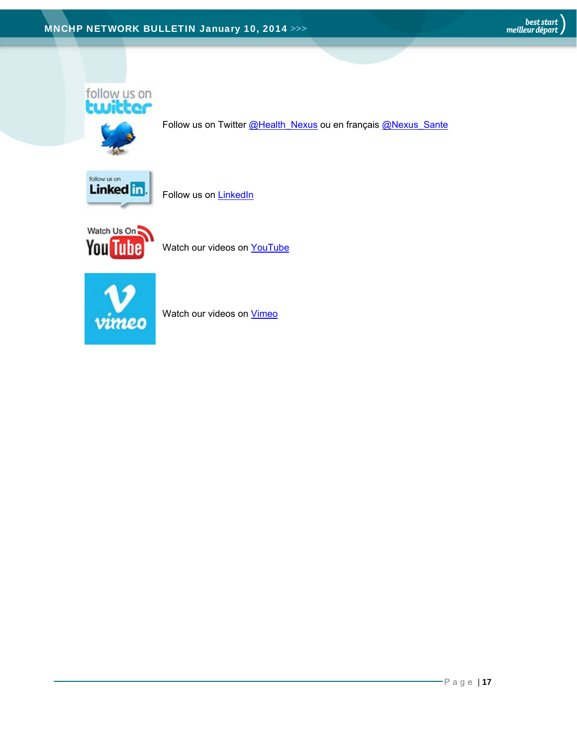Follow us on Twitter @Health_Nexus ou en français @Nexus_Sante

Follow us on LinkedIn

Watch our videos on YouTube

Watch our videos on Vimeo